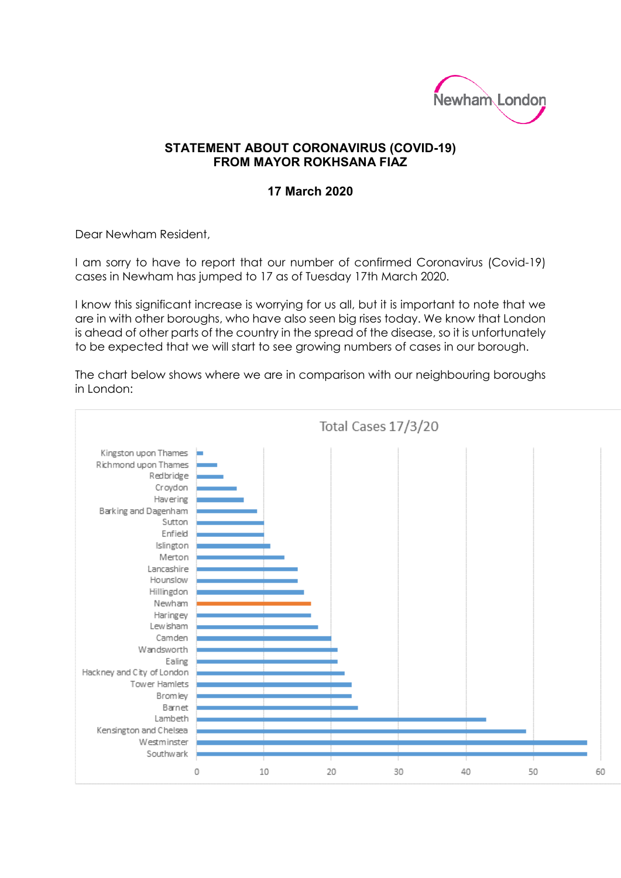Newham London

**STATEMENT ABOUT CORONAVIRUS (COVID-19)**
**FROM MAYOR ROKHSANA FIAZ**

**17 March 2020**

Dear Newham Resident,

I am sorry to have to report that our number of confirmed Coronavirus (Covid-19) cases in Newham has jumped to 17 as of Tuesday 17th March 2020.

I know this significant increase is worrying for us all, but it is important to note that we are in with other boroughs, who have also seen big rises today. We know that London is ahead of other parts of the country in the spread of the disease, so it is unfortunately to be expected that we will start to see growing numbers of cases in our borough.

The chart below shows where we are in comparison with our neighbouring boroughs in London:

Total Cases 17/3/20

| Borough | Total Cases |
|---|---|
| Kingston upon Thames | 1 |
| Richmond upon Thames | 3 |
| Redbridge | 4 |
| Croydon | 6 |
| Havering | 7 |
| Barking and Dagenham | 9 |
| Sutton | 10 |
| Enfield | 10 |
| Islington | 11 |
| Merton | 13 |
| Lancashire | 15 |
| Hounslow | 15 |
| Hillingdon | 16 |
| Newham | 17 |
| Haringey | 17 |
| Lewisham | 18 |
| Camden | 20 |
| Wandsworth | 21 |
| Ealing | 21 |
| Hackney and City of London | 22 |
| Tower Hamlets | 23 |
| Bromley | 23 |
| Barnet | 24 |
| Lambeth | 43 |
| Kensington and Chelsea | 49 |
| Westminster | 58 |
| Southwark | 58 |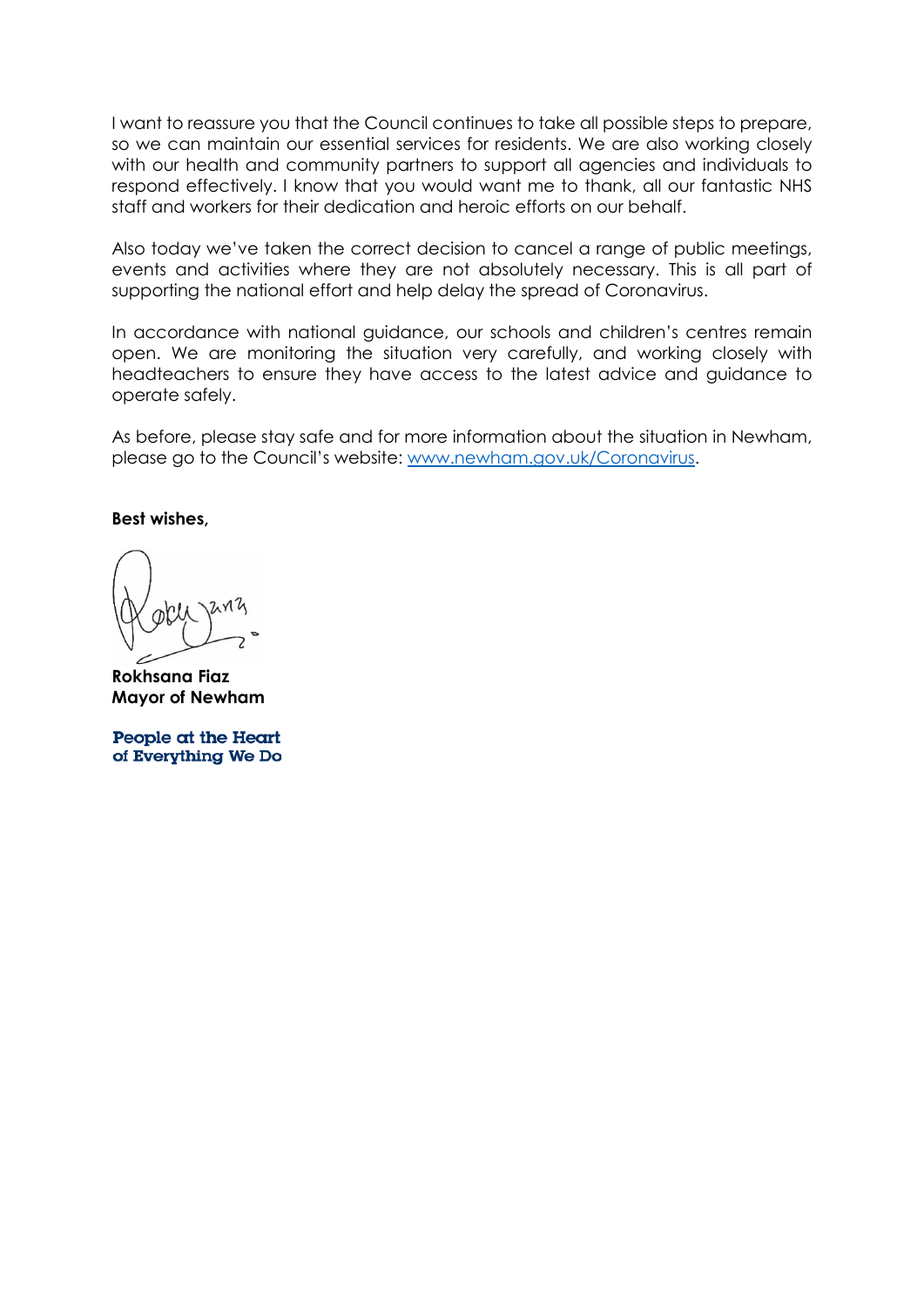I want to reassure you that the Council continues to take all possible steps to prepare, so we can maintain our essential services for residents. We are also working closely with our health and community partners to support all agencies and individuals to respond effectively. I know that you would want me to thank, all our fantastic NHS staff and workers for their dedication and heroic efforts on our behalf.

Also today we've taken the correct decision to cancel a range of public meetings, events and activities where they are not absolutely necessary. This is all part of supporting the national effort and help delay the spread of Coronavirus.

In accordance with national guidance, our schools and children's centres remain open. We are monitoring the situation very carefully, and working closely with headteachers to ensure they have access to the latest advice and guidance to operate safely.

As before, please stay safe and for more information about the situation in Newham, please go to the Council's website: [www.newham.gov.uk/Coronavirus](http://www.newham.gov.uk/Coronavirus).

**Best wishes,**

**Rokhsana Fiaz**
**Mayor of Newham**

**People at the Heart of Everything We Do**